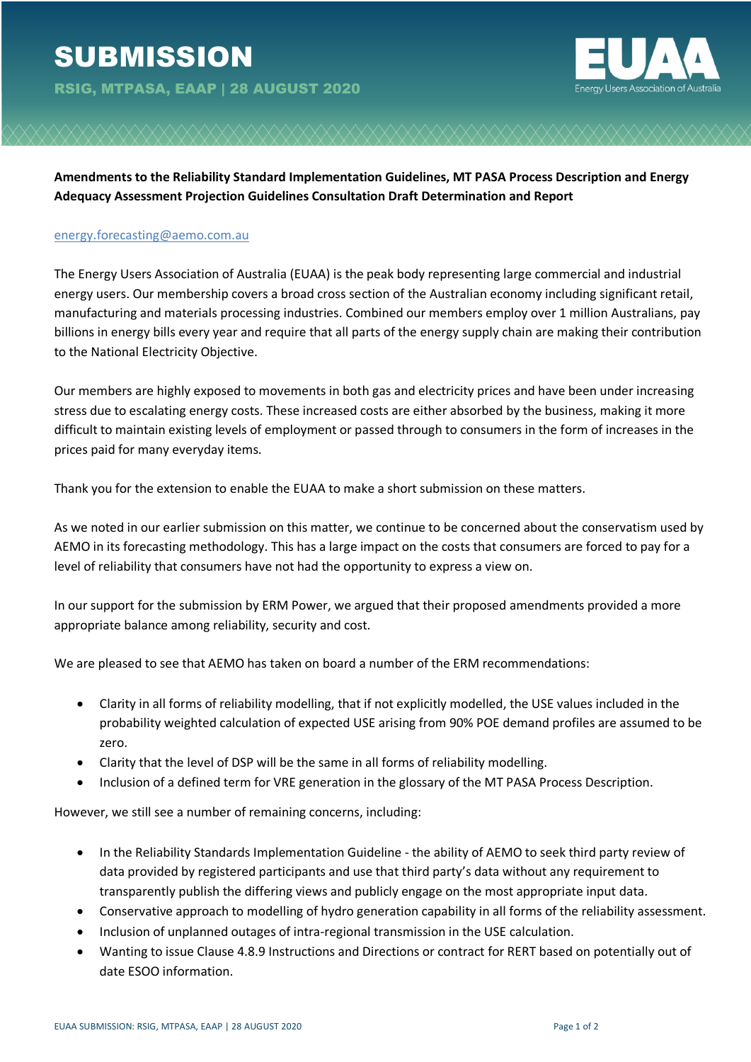# SUBMISSION

**RSIG, MTPASA, EAAP | 28 AUGUST 2020**

EUAA
Energy Users Association of Australia

**Amendments to the Reliability Standard Implementation Guidelines, MT PASA Process Description and Energy Adequacy Assessment Projection Guidelines Consultation Draft Determination and Report**

energy.forecasting@aemo.com.au

The Energy Users Association of Australia (EUAA) is the peak body representing large commercial and industrial energy users. Our membership covers a broad cross section of the Australian economy including significant retail, manufacturing and materials processing industries. Combined our members employ over 1 million Australians, pay billions in energy bills every year and require that all parts of the energy supply chain are making their contribution to the National Electricity Objective.

Our members are highly exposed to movements in both gas and electricity prices and have been under increasing stress due to escalating energy costs. These increased costs are either absorbed by the business, making it more difficult to maintain existing levels of employment or passed through to consumers in the form of increases in the prices paid for many everyday items.

Thank you for the extension to enable the EUAA to make a short submission on these matters.

As we noted in our earlier submission on this matter, we continue to be concerned about the conservatism used by AEMO in its forecasting methodology. This has a large impact on the costs that consumers are forced to pay for a level of reliability that consumers have not had the opportunity to express a view on.

In our support for the submission by ERM Power, we argued that their proposed amendments provided a more appropriate balance among reliability, security and cost.

We are pleased to see that AEMO has taken on board a number of the ERM recommendations:

- Clarity in all forms of reliability modelling, that if not explicitly modelled, the USE values included in the probability weighted calculation of expected USE arising from 90% POE demand profiles are assumed to be zero.
- Clarity that the level of DSP will be the same in all forms of reliability modelling.
- Inclusion of a defined term for VRE generation in the glossary of the MT PASA Process Description.

However, we still see a number of remaining concerns, including:

- In the Reliability Standards Implementation Guideline - the ability of AEMO to seek third party review of data provided by registered participants and use that third party's data without any requirement to transparently publish the differing views and publicly engage on the most appropriate input data.
- Conservative approach to modelling of hydro generation capability in all forms of the reliability assessment.
- Inclusion of unplanned outages of intra-regional transmission in the USE calculation.
- Wanting to issue Clause 4.8.9 Instructions and Directions or contract for RERT based on potentially out of date ESOO information.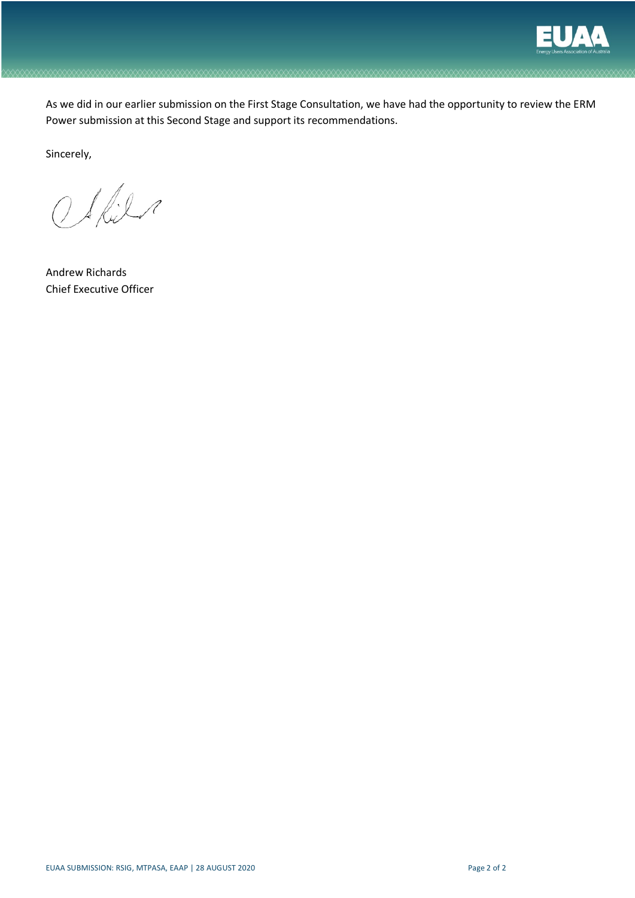As we did in our earlier submission on the First Stage Consultation, we have had the opportunity to review the ERM Power submission at this Second Stage and support its recommendations.

Sincerely,

Andrew Richards
Chief Executive Officer